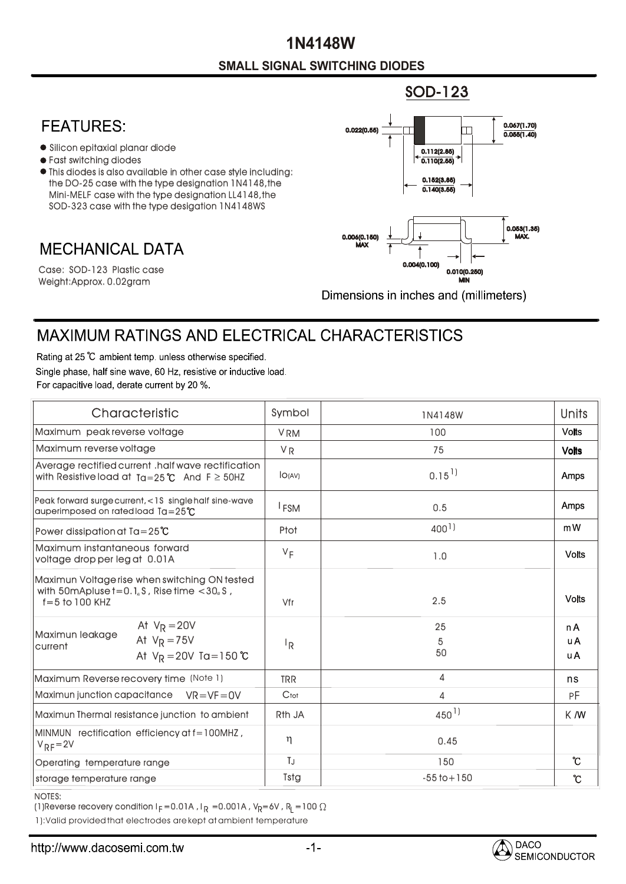# 1N4148W

## SMALL SIGNAL SWITCHING DIODES

SOD-123

## FEATURES:

- Silicon epitaxial planar diode
- Fast switching diodes
- This diodes is also available in other case style including: the DO-25 case with the type designation 1N4148, the Mini-MELF case with the type designation LL4148, the SOD-323 case with the type desigation 1N4148WS

## MECHANICAL DATA

Case: SOD-123 Plastic case
Weight:Approx. 0.02gram

0.022(0.55)
0.067(1.70)
0.055(1.40)
0.112(2.85)
0.110(2.55)
0.152(3.85)
0.140(3.55)
0.006(0.150) MAX
0.053(1.35) MAX.
0.004(0.100)
0.010(0.250) MIN

Dimensions in inches and (millimeters)

## MAXIMUM RATINGS AND ELECTRICAL CHARACTERISTICS

Rating at 25 ℃ ambient temp. unless otherwise specified.
Single phase, half sine wave, 60 Hz, resistive or inductive load.
For capacitive load, derate current by 20 %.

| Characteristic | | Symbol | 1N4148W | Units |
|---|---|---|---|---|
| Maximum peak reverse voltage | | $V_{RM}$ | 100 | Volts |
| Maximum reverse voltage | | $V_R$ | 75 | Volts |
| Average rectified current .half wave rectification with Resistive load at Ta=25℃ And F ≥ 50HZ | | $I_{O(AV)}$ | 0.15 1) | Amps |
| Peak forward surge current, <1S single half sine-wave auperimposed on rated load Ta=25℃ | | $I_{FSM}$ | 0.5 | Amps |
| Power dissipation at Ta=25℃ | | Ptot | 400 1) | mW |
| Maximum instantaneous forward voltage drop per leg at 0.01A | | $V_F$ | 1.0 | Volts |
| Maximun Voltage rise when switching ON tested with 50mA pluse t=0.1μS, Rise time <30μS, f=5 to 100 KHZ | | Vfr | 2.5 | Volts |
| Maximun leakage current | At $V_R$=20V | $I_R$ | 25 | nA |
| | At $V_R$=75V | | 5 | uA |
| | At $V_R$=20V Ta=150℃ | | 50 | uA |
| Maximum Reverse recovery time (Note 1) | | TRR | 4 | ns |
| Maximun junction capacitance VR=VF=0V | | $C_{tot}$ | 4 | PF |
| Maximun Thermal resistance junction to ambient | | Rth JA | 450 1) | K/W |
| MINMUN rectification efficiency at f=100MHZ, $V_{RF}$=2V | | η | 0.45 | |
| Operating temperature range | | $T_J$ | 150 | ℃ |
| storage temperature range | | Tstg | -55 to +150 | ℃ |

NOTES:
(1)Reverse recovery condition $I_F$=0.01A, $I_R$=0.001A, $V_R$=6V, $R_L$=100 Ω

1):Valid provided that electrodes are kept at ambient temperature

http://www.dacosemi.com.tw

DACO SEMICONDUCTOR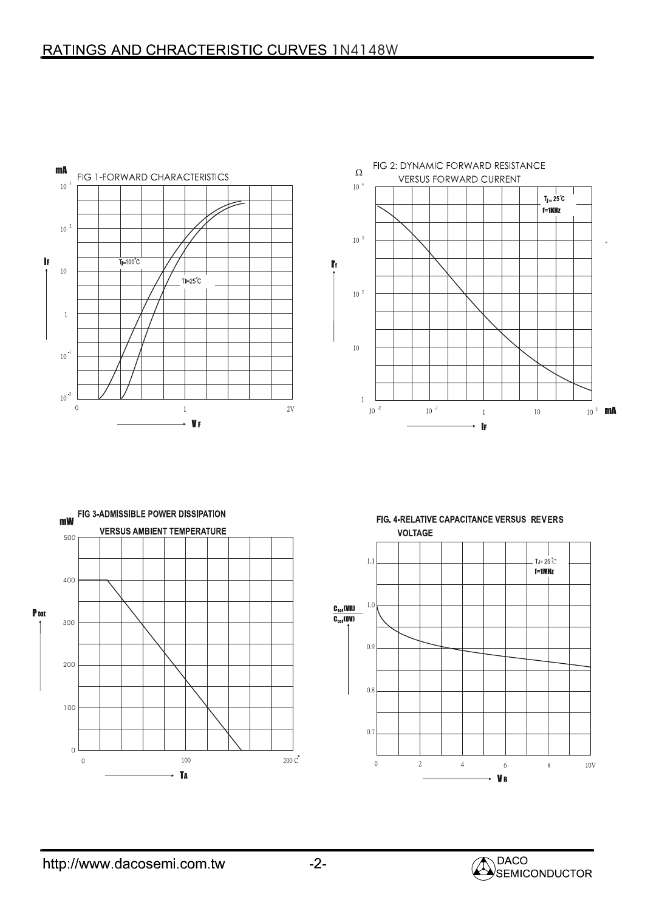## RATINGS AND CHRACTERISTIC CURVES 1N4148W

FIG 1-FORWARD CHARACTERISTICS

mA

$I_F$

$10^3$, $10^2$, 10, 1, $10^{-1}$, $10^{-2}$

$T_J$=100°C

TJ=25°C

0, 1, 2V

$V_F$

FIG 2: DYNAMIC FORWARD RESISTANCE VERSUS FORWARD CURRENT

Ω

$r_f$

$10^4$, $10^3$, $10^2$, 10, 1

$T_J$= 25°C

f=1KHz

$10^{-2}$, $10^{-1}$, 1, 10, $10^2$ mA

$I_F$

FIG 3-ADMISSIBLE POWER DISSIPATION VERSUS AMBIENT TEMPERATURE

mW

$P_{tot}$

500, 400, 300, 200, 100, 0

0, 100, 200 C°

$T_A$

FIG. 4-RELATIVE CAPACITANCE VERSUS REVERS VOLTAGE

$\frac{C_{tot}(VR)}{C_{tot}(0V)}$

1.1, 1.0, 0.9, 0.8, 0.7

TJ= 25°C

f=1MHz

0, 2, 4, 6, 8, 10V

$V_R$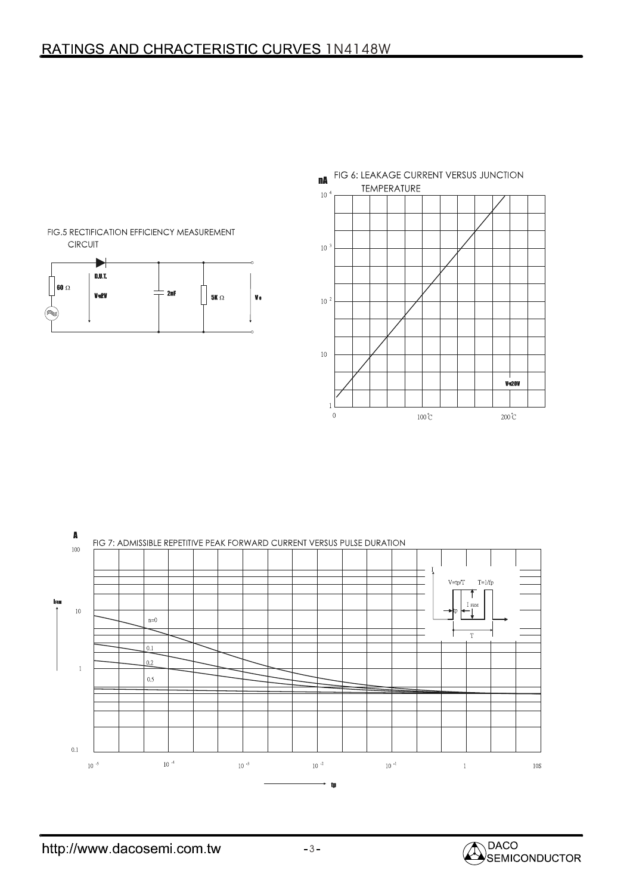## RATINGS AND CHRACTERISTIC CURVES 1N4148W

FIG.5 RECTIFICATION EFFICIENCY MEASUREMENT CIRCUIT

D.U.T.

60 Ω

V=2V

2nF

5K Ω

Vo

FIG 6: LEAKAGE CURRENT VERSUS JUNCTION TEMPERATURE

nA

$10^4$

$10^3$

$10^2$

10

1

0

100˚C

200˚C

V=20V

FIG 7: ADMISSIBLE REPETITIVE PEAK FORWARD CURRENT VERSUS PULSE DURATION

A

100

10

1

0.1

$I_{FRM}$

n=0

0.1

0.2

0.5

V=tp/T T=1/fp

$I_{FRM}$

tp

T

$10^{-5}$ $10^{-4}$ $10^{-3}$ $10^{-2}$ $10^{-1}$ 1 10S

tp